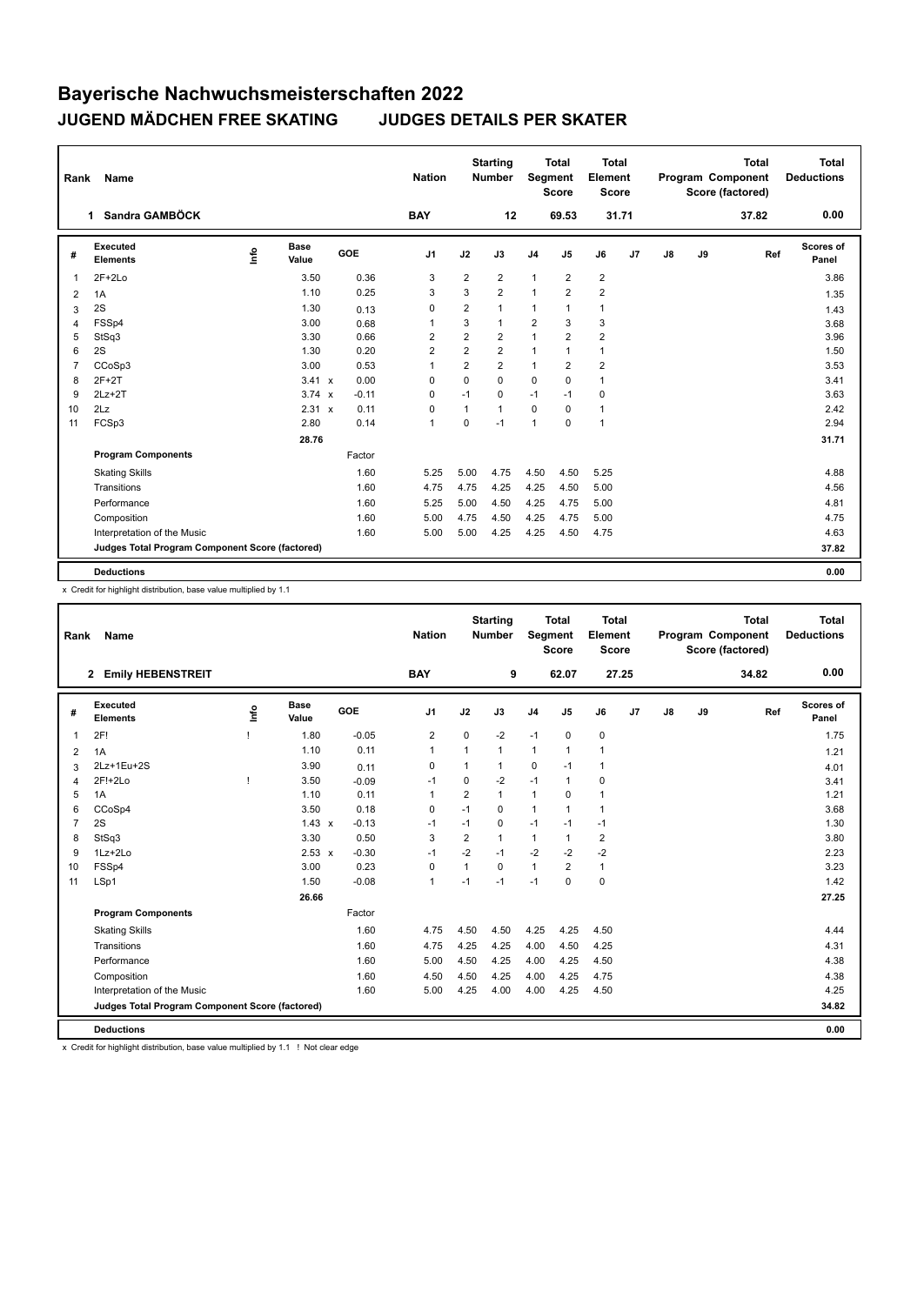# Bayerische Nachwuchsmeisterschaften 2022

## JUGEND MÄDCHEN FREE SKATING     JUDGES DETAILS PER SKATER

| Rank | Name | Nation | Starting Number | Total Segment Score | Total Element Score | Total Program Component Score (factored) | Total Deductions |
|---|---|---|---|---|---|---|---|
| 1 | Sandra GAMBÖCK | BAY | 12 | 69.53 | 31.71 | 37.82 | 0.00 |

| # | Executed Elements | Info | Base Value | GOE | J1 | J2 | J3 | J4 | J5 | J6 | J7 | J8 | J9 | Ref | Scores of Panel |
|---|---|---|---|---|---|---|---|---|---|---|---|---|---|---|---|
| 1 | 2F+2Lo | | 3.50 | 0.36 | 3 | 2 | 2 | 1 | 2 | 2 | | | | | 3.86 |
| 2 | 1A | | 1.10 | 0.25 | 3 | 3 | 2 | 1 | 2 | 2 | | | | | 1.35 |
| 3 | 2S | | 1.30 | 0.13 | 0 | 2 | 1 | 1 | 1 | 1 | | | | | 1.43 |
| 4 | FSSp4 | | 3.00 | 0.68 | 1 | 3 | 1 | 2 | 3 | 3 | | | | | 3.68 |
| 5 | StSq3 | | 3.30 | 0.66 | 2 | 2 | 2 | 1 | 2 | 2 | | | | | 3.96 |
| 6 | 2S | | 1.30 | 0.20 | 2 | 2 | 2 | 1 | 1 | 1 | | | | | 1.50 |
| 7 | CCoSp3 | | 3.00 | 0.53 | 1 | 2 | 2 | 1 | 2 | 2 | | | | | 3.53 |
| 8 | 2F+2T | | 3.41 x | 0.00 | 0 | 0 | 0 | 0 | 0 | 1 | | | | | 3.41 |
| 9 | 2Lz+2T | | 3.74 x | -0.11 | 0 | -1 | 0 | -1 | -1 | 0 | | | | | 3.63 |
| 10 | 2Lz | | 2.31 x | 0.11 | 0 | 1 | 1 | 0 | 0 | 1 | | | | | 2.42 |
| 11 | FCSp3 | | 2.80 | 0.14 | 1 | 0 | -1 | 1 | 0 | 1 | | | | | 2.94 |
| | | | 28.76 | | | | | | | | | | | | 31.71 |
| | **Program Components** | | | Factor | | | | | | | | | | | |
| | Skating Skills | | | 1.60 | 5.25 | 5.00 | 4.75 | 4.50 | 4.50 | 5.25 | | | | | 4.88 |
| | Transitions | | | 1.60 | 4.75 | 4.75 | 4.25 | 4.25 | 4.50 | 5.00 | | | | | 4.56 |
| | Performance | | | 1.60 | 5.25 | 5.00 | 4.50 | 4.25 | 4.75 | 5.00 | | | | | 4.81 |
| | Composition | | | 1.60 | 5.00 | 4.75 | 4.50 | 4.25 | 4.75 | 5.00 | | | | | 4.75 |
| | Interpretation of the Music | | | 1.60 | 5.00 | 5.00 | 4.25 | 4.25 | 4.50 | 4.75 | | | | | 4.63 |
| | **Judges Total Program Component Score (factored)** | | | | | | | | | | | | | | 37.82 |
| | **Deductions** | | | | | | | | | | | | | | 0.00 |

x Credit for highlight distribution, base value multiplied by 1.1

| Rank | Name | Nation | Starting Number | Total Segment Score | Total Element Score | Total Program Component Score (factored) | Total Deductions |
|---|---|---|---|---|---|---|---|
| 2 | Emily HEBENSTREIT | BAY | 9 | 62.07 | 27.25 | 34.82 | 0.00 |

| # | Executed Elements | Info | Base Value | GOE | J1 | J2 | J3 | J4 | J5 | J6 | J7 | J8 | J9 | Ref | Scores of Panel |
|---|---|---|---|---|---|---|---|---|---|---|---|---|---|---|---|
| 1 | 2F! | ! | 1.80 | -0.05 | 2 | 0 | -2 | -1 | 0 | 0 | | | | | 1.75 |
| 2 | 1A | | 1.10 | 0.11 | 1 | 1 | 1 | 1 | 1 | 1 | | | | | 1.21 |
| 3 | 2Lz+1Eu+2S | | 3.90 | 0.11 | 0 | 1 | 1 | 0 | -1 | 1 | | | | | 4.01 |
| 4 | 2F!+2Lo | ! | 3.50 | -0.09 | -1 | 0 | -2 | -1 | 1 | 0 | | | | | 3.41 |
| 5 | 1A | | 1.10 | 0.11 | 1 | 2 | 1 | 1 | 0 | 1 | | | | | 1.21 |
| 6 | CCoSp4 | | 3.50 | 0.18 | 0 | -1 | 0 | 1 | 1 | 1 | | | | | 3.68 |
| 7 | 2S | | 1.43 x | -0.13 | -1 | -1 | 0 | -1 | -1 | -1 | | | | | 1.30 |
| 8 | StSq3 | | 3.30 | 0.50 | 3 | 2 | 1 | 1 | 1 | 2 | | | | | 3.80 |
| 9 | 1Lz+2Lo | | 2.53 x | -0.30 | -1 | -2 | -1 | -2 | -2 | -2 | | | | | 2.23 |
| 10 | FSSp4 | | 3.00 | 0.23 | 0 | 1 | 0 | 1 | 2 | 1 | | | | | 3.23 |
| 11 | LSp1 | | 1.50 | -0.08 | 1 | -1 | -1 | -1 | 0 | 0 | | | | | 1.42 |
| | | | 26.66 | | | | | | | | | | | | 27.25 |
| | **Program Components** | | | Factor | | | | | | | | | | | |
| | Skating Skills | | | 1.60 | 4.75 | 4.50 | 4.50 | 4.25 | 4.25 | 4.50 | | | | | 4.44 |
| | Transitions | | | 1.60 | 4.75 | 4.25 | 4.25 | 4.00 | 4.50 | 4.25 | | | | | 4.31 |
| | Performance | | | 1.60 | 5.00 | 4.50 | 4.25 | 4.00 | 4.25 | 4.50 | | | | | 4.38 |
| | Composition | | | 1.60 | 4.50 | 4.50 | 4.25 | 4.00 | 4.25 | 4.75 | | | | | 4.38 |
| | Interpretation of the Music | | | 1.60 | 5.00 | 4.25 | 4.00 | 4.00 | 4.25 | 4.50 | | | | | 4.25 |
| | **Judges Total Program Component Score (factored)** | | | | | | | | | | | | | | 34.82 |
| | **Deductions** | | | | | | | | | | | | | | 0.00 |

x Credit for highlight distribution, base value multiplied by 1.1   ! Not clear edge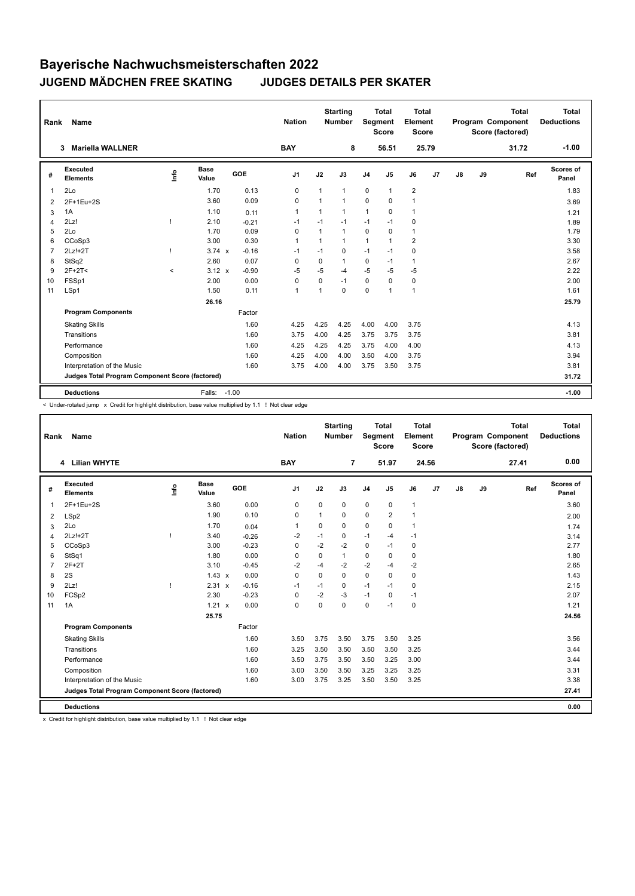# Bayerische Nachwuchsmeisterschaften 2022

## JUGEND MÄDCHEN FREE SKATING JUDGES DETAILS PER SKATER

| Rank | Name | Nation | Starting Number | Total Segment Score | Total Element Score | Total Program Component Score (factored) | Total Deductions |
|---|---|---|---|---|---|---|---|
| 3 | Mariella WALLNER | BAY | 8 | 56.51 | 25.79 | 31.72 | -1.00 |

| # | Executed Elements | Info | Base Value | | GOE | J1 | J2 | J3 | J4 | J5 | J6 | J7 | J8 | J9 | Ref | Scores of Panel |
|---|---|---|---|---|---|---|---|---|---|---|---|---|---|---|---|---|
| 1 | 2Lo | | 1.70 | | 0.13 | 0 | 1 | 1 | 0 | 1 | 2 | | | | | 1.83 |
| 2 | 2F+1Eu+2S | | 3.60 | | 0.09 | 0 | 1 | 1 | 0 | 0 | 1 | | | | | 3.69 |
| 3 | 1A | | 1.10 | | 0.11 | 1 | 1 | 1 | 1 | 0 | 1 | | | | | 1.21 |
| 4 | 2Lz! | ! | 2.10 | | -0.21 | -1 | -1 | -1 | -1 | -1 | 0 | | | | | 1.89 |
| 5 | 2Lo | | 1.70 | | 0.09 | 0 | 1 | 1 | 0 | 0 | 1 | | | | | 1.79 |
| 6 | CCoSp3 | | 3.00 | | 0.30 | 1 | 1 | 1 | 1 | 1 | 2 | | | | | 3.30 |
| 7 | 2Lz!+2T | ! | 3.74 | x | -0.16 | -1 | -1 | 0 | -1 | -1 | 0 | | | | | 3.58 |
| 8 | StSq2 | | 2.60 | | 0.07 | 0 | 0 | 1 | 0 | -1 | 1 | | | | | 2.67 |
| 9 | 2F+2T< | < | 3.12 | x | -0.90 | -5 | -5 | -4 | -5 | -5 | -5 | | | | | 2.22 |
| 10 | FSSp1 | | 2.00 | | 0.00 | 0 | 0 | -1 | 0 | 0 | 0 | | | | | 2.00 |
| 11 | LSp1 | | 1.50 | | 0.11 | 1 | 1 | 0 | 0 | 1 | 1 | | | | | 1.61 |
| | | | 26.16 | | | | | | | | | | | | | 25.79 |
| | **Program Components** | | | | Factor | | | | | | | | | | | |
| | Skating Skills | | | | 1.60 | 4.25 | 4.25 | 4.25 | 4.00 | 4.00 | 3.75 | | | | | 4.13 |
| | Transitions | | | | 1.60 | 3.75 | 4.00 | 4.25 | 3.75 | 3.75 | 3.75 | | | | | 3.81 |
| | Performance | | | | 1.60 | 4.25 | 4.25 | 4.25 | 3.75 | 4.00 | 4.00 | | | | | 4.13 |
| | Composition | | | | 1.60 | 4.25 | 4.00 | 4.00 | 3.50 | 4.00 | 3.75 | | | | | 3.94 |
| | Interpretation of the Music | | | | 1.60 | 3.75 | 4.00 | 4.00 | 3.75 | 3.50 | 3.75 | | | | | 3.81 |
| | **Judges Total Program Component Score (factored)** | | | | | | | | | | | | | | | 31.72 |
| | **Deductions** | | Falls: | | -1.00 | | | | | | | | | | | -1.00 |

< Under-rotated jump x Credit for highlight distribution, base value multiplied by 1.1 ! Not clear edge

| Rank | Name | Nation | Starting Number | Total Segment Score | Total Element Score | Total Program Component Score (factored) | Total Deductions |
|---|---|---|---|---|---|---|---|
| 4 | Lilian WHYTE | BAY | 7 | 51.97 | 24.56 | 27.41 | 0.00 |

| # | Executed Elements | Info | Base Value | | GOE | J1 | J2 | J3 | J4 | J5 | J6 | J7 | J8 | J9 | Ref | Scores of Panel |
|---|---|---|---|---|---|---|---|---|---|---|---|---|---|---|---|---|
| 1 | 2F+1Eu+2S | | 3.60 | | 0.00 | 0 | 0 | 0 | 0 | 0 | 1 | | | | | 3.60 |
| 2 | LSp2 | | 1.90 | | 0.10 | 0 | 1 | 0 | 0 | 2 | 1 | | | | | 2.00 |
| 3 | 2Lo | | 1.70 | | 0.04 | 1 | 0 | 0 | 0 | 0 | 1 | | | | | 1.74 |
| 4 | 2Lz!+2T | ! | 3.40 | | -0.26 | -2 | -1 | 0 | -1 | -4 | -1 | | | | | 3.14 |
| 5 | CCoSp3 | | 3.00 | | -0.23 | 0 | -2 | -2 | 0 | -1 | 0 | | | | | 2.77 |
| 6 | StSq1 | | 1.80 | | 0.00 | 0 | 0 | 1 | 0 | 0 | 0 | | | | | 1.80 |
| 7 | 2F+2T | | 3.10 | | -0.45 | -2 | -4 | -2 | -2 | -4 | -2 | | | | | 2.65 |
| 8 | 2S | | 1.43 | x | 0.00 | 0 | 0 | 0 | 0 | 0 | 0 | | | | | 1.43 |
| 9 | 2Lz! | ! | 2.31 | x | -0.16 | -1 | -1 | 0 | -1 | -1 | 0 | | | | | 2.15 |
| 10 | FCSp2 | | 2.30 | | -0.23 | 0 | -2 | -3 | -1 | 0 | -1 | | | | | 2.07 |
| 11 | 1A | | 1.21 | x | 0.00 | 0 | 0 | 0 | 0 | -1 | 0 | | | | | 1.21 |
| | | | 25.75 | | | | | | | | | | | | | 24.56 |
| | **Program Components** | | | | Factor | | | | | | | | | | | |
| | Skating Skills | | | | 1.60 | 3.50 | 3.75 | 3.50 | 3.75 | 3.50 | 3.25 | | | | | 3.56 |
| | Transitions | | | | 1.60 | 3.25 | 3.50 | 3.50 | 3.50 | 3.50 | 3.25 | | | | | 3.44 |
| | Performance | | | | 1.60 | 3.50 | 3.75 | 3.50 | 3.50 | 3.25 | 3.00 | | | | | 3.44 |
| | Composition | | | | 1.60 | 3.00 | 3.50 | 3.50 | 3.25 | 3.25 | 3.25 | | | | | 3.31 |
| | Interpretation of the Music | | | | 1.60 | 3.00 | 3.75 | 3.25 | 3.50 | 3.50 | 3.25 | | | | | 3.38 |
| | **Judges Total Program Component Score (factored)** | | | | | | | | | | | | | | | 27.41 |
| | **Deductions** | | | | | | | | | | | | | | | 0.00 |

x Credit for highlight distribution, base value multiplied by 1.1 ! Not clear edge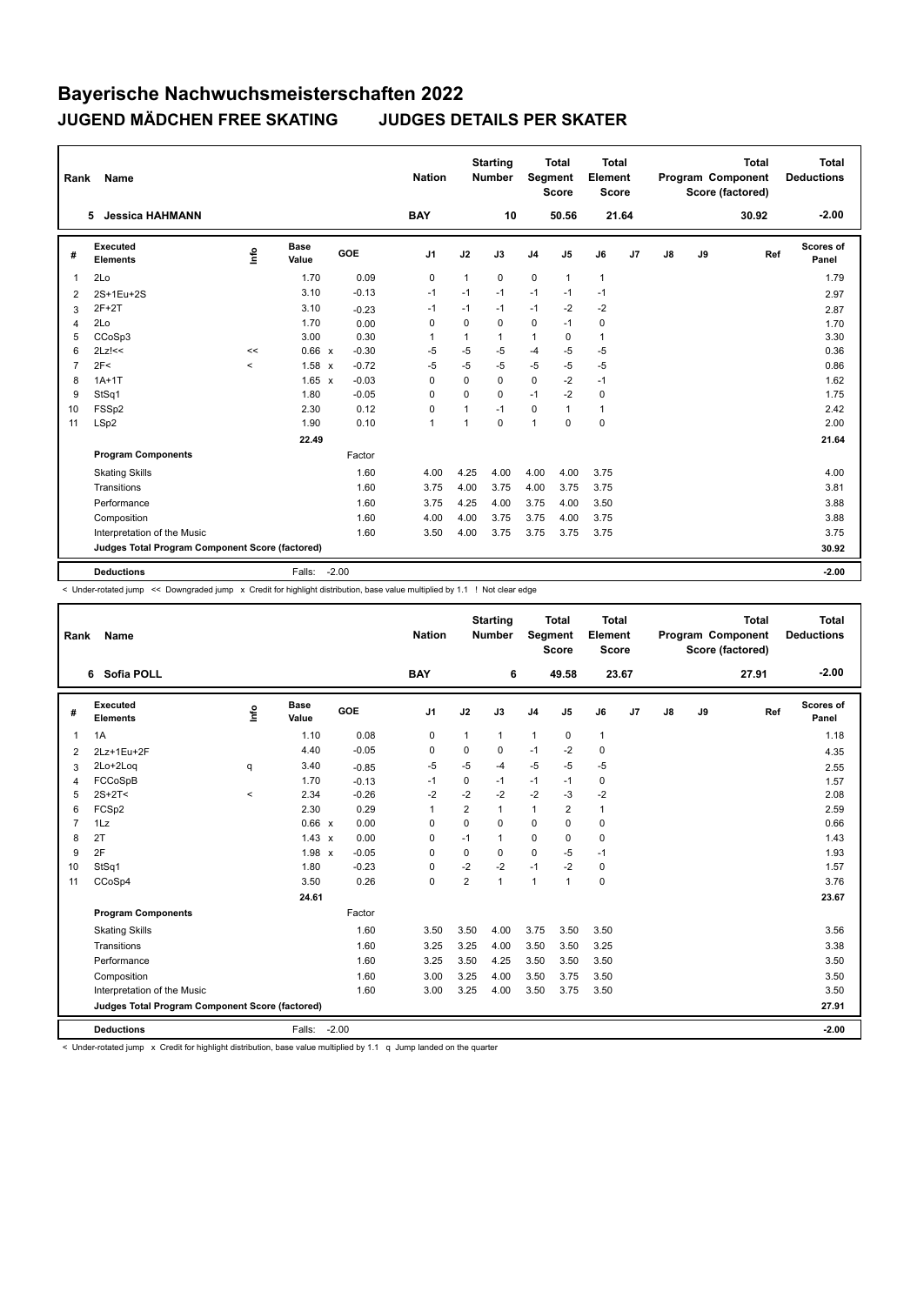# Bayerische Nachwuchsmeisterschaften 2022

## JUGEND MÄDCHEN FREE SKATING JUDGES DETAILS PER SKATER

| Rank | Name | Nation | Starting Number | Total Segment Score | Total Element Score | Total Program Component Score (factored) | Total Deductions |
|---|---|---|---|---|---|---|---|
| 5 | Jessica HAHMANN | BAY | 10 | 50.56 | 21.64 | 30.92 | -2.00 |

| # | Executed Elements | Info | Base Value | | GOE | J1 | J2 | J3 | J4 | J5 | J6 | J7 | J8 | J9 | Ref | Scores of Panel |
|---|---|---|---|---|---|---|---|---|---|---|---|---|---|---|---|---|
| 1 | 2Lo | | 1.70 | | 0.09 | 0 | 1 | 0 | 0 | 1 | 1 | | | | | 1.79 |
| 2 | 2S+1Eu+2S | | 3.10 | | -0.13 | -1 | -1 | -1 | -1 | -1 | -1 | | | | | 2.97 |
| 3 | 2F+2T | | 3.10 | | -0.23 | -1 | -1 | -1 | -1 | -2 | -2 | | | | | 2.87 |
| 4 | 2Lo | | 1.70 | | 0.00 | 0 | 0 | 0 | 0 | -1 | 0 | | | | | 1.70 |
| 5 | CCoSp3 | | 3.00 | | 0.30 | 1 | 1 | 1 | 1 | 0 | 1 | | | | | 3.30 |
| 6 | 2Lz!<< | << | 0.66 | x | -0.30 | -5 | -5 | -5 | -4 | -5 | -5 | | | | | 0.36 |
| 7 | 2F< | < | 1.58 | x | -0.72 | -5 | -5 | -5 | -5 | -5 | -5 | | | | | 0.86 |
| 8 | 1A+1T | | 1.65 | x | -0.03 | 0 | 0 | 0 | 0 | -2 | -1 | | | | | 1.62 |
| 9 | StSq1 | | 1.80 | | -0.05 | 0 | 0 | 0 | -1 | -2 | 0 | | | | | 1.75 |
| 10 | FSSp2 | | 2.30 | | 0.12 | 0 | 1 | -1 | 0 | 1 | 1 | | | | | 2.42 |
| 11 | LSp2 | | 1.90 | | 0.10 | 1 | 1 | 0 | 1 | 0 | 0 | | | | | 2.00 |
| | | | 22.49 | | | | | | | | | | | | | 21.64 |
| | **Program Components** | | | | Factor | | | | | | | | | | | |
| | Skating Skills | | | | 1.60 | 4.00 | 4.25 | 4.00 | 4.00 | 4.00 | 3.75 | | | | | 4.00 |
| | Transitions | | | | 1.60 | 3.75 | 4.00 | 3.75 | 4.00 | 3.75 | 3.75 | | | | | 3.81 |
| | Performance | | | | 1.60 | 3.75 | 4.25 | 4.00 | 3.75 | 4.00 | 3.50 | | | | | 3.88 |
| | Composition | | | | 1.60 | 4.00 | 4.00 | 3.75 | 3.75 | 4.00 | 3.75 | | | | | 3.88 |
| | Interpretation of the Music | | | | 1.60 | 3.50 | 4.00 | 3.75 | 3.75 | 3.75 | 3.75 | | | | | 3.75 |
| | **Judges Total Program Component Score (factored)** | | | | | | | | | | | | | | | 30.92 |
| | **Deductions** | | Falls: | | -2.00 | | | | | | | | | | | -2.00 |

< Under-rotated jump << Downgraded jump x Credit for highlight distribution, base value multiplied by 1.1 ! Not clear edge

| Rank | Name | Nation | Starting Number | Total Segment Score | Total Element Score | Total Program Component Score (factored) | Total Deductions |
|---|---|---|---|---|---|---|---|
| 6 | Sofia POLL | BAY | 6 | 49.58 | 23.67 | 27.91 | -2.00 |

| # | Executed Elements | Info | Base Value | | GOE | J1 | J2 | J3 | J4 | J5 | J6 | J7 | J8 | J9 | Ref | Scores of Panel |
|---|---|---|---|---|---|---|---|---|---|---|---|---|---|---|---|---|
| 1 | 1A | | 1.10 | | 0.08 | 0 | 1 | 1 | 1 | 0 | 1 | | | | | 1.18 |
| 2 | 2Lz+1Eu+2F | | 4.40 | | -0.05 | 0 | 0 | 0 | -1 | -2 | 0 | | | | | 4.35 |
| 3 | 2Lo+2Loq | q | 3.40 | | -0.85 | -5 | -5 | -4 | -5 | -5 | -5 | | | | | 2.55 |
| 4 | FCCoSpB | | 1.70 | | -0.13 | -1 | 0 | -1 | -1 | -1 | 0 | | | | | 1.57 |
| 5 | 2S+2T< | < | 2.34 | | -0.26 | -2 | -2 | -2 | -2 | -3 | -2 | | | | | 2.08 |
| 6 | FCSp2 | | 2.30 | | 0.29 | 1 | 2 | 1 | 1 | 2 | 1 | | | | | 2.59 |
| 7 | 1Lz | | 0.66 | x | 0.00 | 0 | 0 | 0 | 0 | 0 | 0 | | | | | 0.66 |
| 8 | 2T | | 1.43 | x | 0.00 | 0 | -1 | 1 | 0 | 0 | 0 | | | | | 1.43 |
| 9 | 2F | | 1.98 | x | -0.05 | 0 | 0 | 0 | 0 | -5 | -1 | | | | | 1.93 |
| 10 | StSq1 | | 1.80 | | -0.23 | 0 | -2 | -2 | -1 | -2 | 0 | | | | | 1.57 |
| 11 | CCoSp4 | | 3.50 | | 0.26 | 0 | 2 | 1 | 1 | 1 | 0 | | | | | 3.76 |
| | | | 24.61 | | | | | | | | | | | | | 23.67 |
| | **Program Components** | | | | Factor | | | | | | | | | | | |
| | Skating Skills | | | | 1.60 | 3.50 | 3.50 | 4.00 | 3.75 | 3.50 | 3.50 | | | | | 3.56 |
| | Transitions | | | | 1.60 | 3.25 | 3.25 | 4.00 | 3.50 | 3.50 | 3.25 | | | | | 3.38 |
| | Performance | | | | 1.60 | 3.25 | 3.50 | 4.25 | 3.50 | 3.50 | 3.50 | | | | | 3.50 |
| | Composition | | | | 1.60 | 3.00 | 3.25 | 4.00 | 3.50 | 3.75 | 3.50 | | | | | 3.50 |
| | Interpretation of the Music | | | | 1.60 | 3.00 | 3.25 | 4.00 | 3.50 | 3.75 | 3.50 | | | | | 3.50 |
| | **Judges Total Program Component Score (factored)** | | | | | | | | | | | | | | | 27.91 |
| | **Deductions** | | Falls: | | -2.00 | | | | | | | | | | | -2.00 |

< Under-rotated jump x Credit for highlight distribution, base value multiplied by 1.1 q Jump landed on the quarter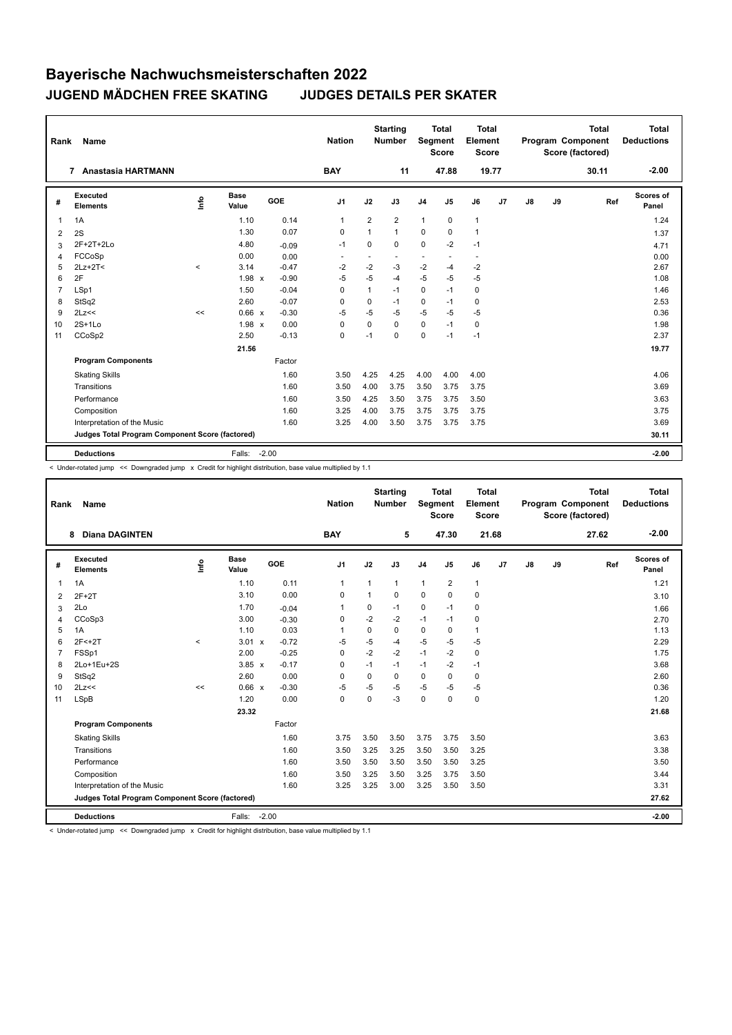# Bayerische Nachwuchsmeisterschaften 2022

## JUGEND MÄDCHEN FREE SKATING JUDGES DETAILS PER SKATER

| Rank | Name | Nation | Starting Number | Total Segment Score | Total Element Score | Total Program Component Score (factored) | Total Deductions |
|---|---|---|---|---|---|---|---|
| 7 | Anastasia HARTMANN | BAY | 11 | 47.88 | 19.77 | 30.11 | -2.00 |

| # | Executed Elements | Info | Base Value | | GOE | J1 | J2 | J3 | J4 | J5 | J6 | J7 | J8 | J9 | Ref | Scores of Panel |
|---|---|---|---|---|---|---|---|---|---|---|---|---|---|---|---|---|
| 1 | 1A | | 1.10 | | 0.14 | 1 | 2 | 2 | 1 | 0 | 1 | | | | | 1.24 |
| 2 | 2S | | 1.30 | | 0.07 | 0 | 1 | 1 | 0 | 0 | 1 | | | | | 1.37 |
| 3 | 2F+2T+2Lo | | 4.80 | | -0.09 | -1 | 0 | 0 | 0 | -2 | -1 | | | | | 4.71 |
| 4 | FCCoSp | | 0.00 | | 0.00 | - | - | - | - | - | - | | | | | 0.00 |
| 5 | 2Lz+2T< | < | 3.14 | | -0.47 | -2 | -2 | -3 | -2 | -4 | -2 | | | | | 2.67 |
| 6 | 2F | | 1.98 | x | -0.90 | -5 | -5 | -4 | -5 | -5 | -5 | | | | | 1.08 |
| 7 | LSp1 | | 1.50 | | -0.04 | 0 | 1 | -1 | 0 | -1 | 0 | | | | | 1.46 |
| 8 | StSq2 | | 2.60 | | -0.07 | 0 | 0 | -1 | 0 | -1 | 0 | | | | | 2.53 |
| 9 | 2Lz<< | << | 0.66 | x | -0.30 | -5 | -5 | -5 | -5 | -5 | -5 | | | | | 0.36 |
| 10 | 2S+1Lo | | 1.98 | x | 0.00 | 0 | 0 | 0 | 0 | -1 | 0 | | | | | 1.98 |
| 11 | CCoSp2 | | 2.50 | | -0.13 | 0 | -1 | 0 | 0 | -1 | -1 | | | | | 2.37 |
| | | | 21.56 | | | | | | | | | | | | | 19.77 |
| | **Program Components** | | | | Factor | | | | | | | | | | | |
| | Skating Skills | | | | 1.60 | 3.50 | 4.25 | 4.25 | 4.00 | 4.00 | 4.00 | | | | | 4.06 |
| | Transitions | | | | 1.60 | 3.50 | 4.00 | 3.75 | 3.50 | 3.75 | 3.75 | | | | | 3.69 |
| | Performance | | | | 1.60 | 3.50 | 4.25 | 3.50 | 3.75 | 3.75 | 3.50 | | | | | 3.63 |
| | Composition | | | | 1.60 | 3.25 | 4.00 | 3.75 | 3.75 | 3.75 | 3.75 | | | | | 3.75 |
| | Interpretation of the Music | | | | 1.60 | 3.25 | 4.00 | 3.50 | 3.75 | 3.75 | 3.75 | | | | | 3.69 |
| | **Judges Total Program Component Score (factored)** | | | | | | | | | | | | | | | 30.11 |
| | **Deductions** | | Falls: | | -2.00 | | | | | | | | | | | -2.00 |

< Under-rotated jump << Downgraded jump x Credit for highlight distribution, base value multiplied by 1.1

| Rank | Name | Nation | Starting Number | Total Segment Score | Total Element Score | Total Program Component Score (factored) | Total Deductions |
|---|---|---|---|---|---|---|---|
| 8 | Diana DAGINTEN | BAY | 5 | 47.30 | 21.68 | 27.62 | -2.00 |

| # | Executed Elements | Info | Base Value | | GOE | J1 | J2 | J3 | J4 | J5 | J6 | J7 | J8 | J9 | Ref | Scores of Panel |
|---|---|---|---|---|---|---|---|---|---|---|---|---|---|---|---|---|
| 1 | 1A | | 1.10 | | 0.11 | 1 | 1 | 1 | 1 | 2 | 1 | | | | | 1.21 |
| 2 | 2F+2T | | 3.10 | | 0.00 | 0 | 1 | 0 | 0 | 0 | 0 | | | | | 3.10 |
| 3 | 2Lo | | 1.70 | | -0.04 | 1 | 0 | -1 | 0 | -1 | 0 | | | | | 1.66 |
| 4 | CCoSp3 | | 3.00 | | -0.30 | 0 | -2 | -2 | -1 | -1 | 0 | | | | | 2.70 |
| 5 | 1A | | 1.10 | | 0.03 | 1 | 0 | 0 | 0 | 0 | 1 | | | | | 1.13 |
| 6 | 2F<+2T | < | 3.01 | x | -0.72 | -5 | -5 | -4 | -5 | -5 | -5 | | | | | 2.29 |
| 7 | FSSp1 | | 2.00 | | -0.25 | 0 | -2 | -2 | -1 | -2 | 0 | | | | | 1.75 |
| 8 | 2Lo+1Eu+2S | | 3.85 | x | -0.17 | 0 | -1 | -1 | -1 | -2 | -1 | | | | | 3.68 |
| 9 | StSq2 | | 2.60 | | 0.00 | 0 | 0 | 0 | 0 | 0 | 0 | | | | | 2.60 |
| 10 | 2Lz<< | << | 0.66 | x | -0.30 | -5 | -5 | -5 | -5 | -5 | -5 | | | | | 0.36 |
| 11 | LSpB | | 1.20 | | 0.00 | 0 | 0 | -3 | 0 | 0 | 0 | | | | | 1.20 |
| | | | 23.32 | | | | | | | | | | | | | 21.68 |
| | **Program Components** | | | | Factor | | | | | | | | | | | |
| | Skating Skills | | | | 1.60 | 3.75 | 3.50 | 3.50 | 3.75 | 3.75 | 3.50 | | | | | 3.63 |
| | Transitions | | | | 1.60 | 3.50 | 3.25 | 3.25 | 3.50 | 3.50 | 3.25 | | | | | 3.38 |
| | Performance | | | | 1.60 | 3.50 | 3.50 | 3.50 | 3.50 | 3.50 | 3.25 | | | | | 3.50 |
| | Composition | | | | 1.60 | 3.50 | 3.25 | 3.50 | 3.25 | 3.75 | 3.50 | | | | | 3.44 |
| | Interpretation of the Music | | | | 1.60 | 3.25 | 3.25 | 3.00 | 3.25 | 3.50 | 3.50 | | | | | 3.31 |
| | **Judges Total Program Component Score (factored)** | | | | | | | | | | | | | | | 27.62 |
| | **Deductions** | | Falls: | | -2.00 | | | | | | | | | | | -2.00 |

< Under-rotated jump << Downgraded jump x Credit for highlight distribution, base value multiplied by 1.1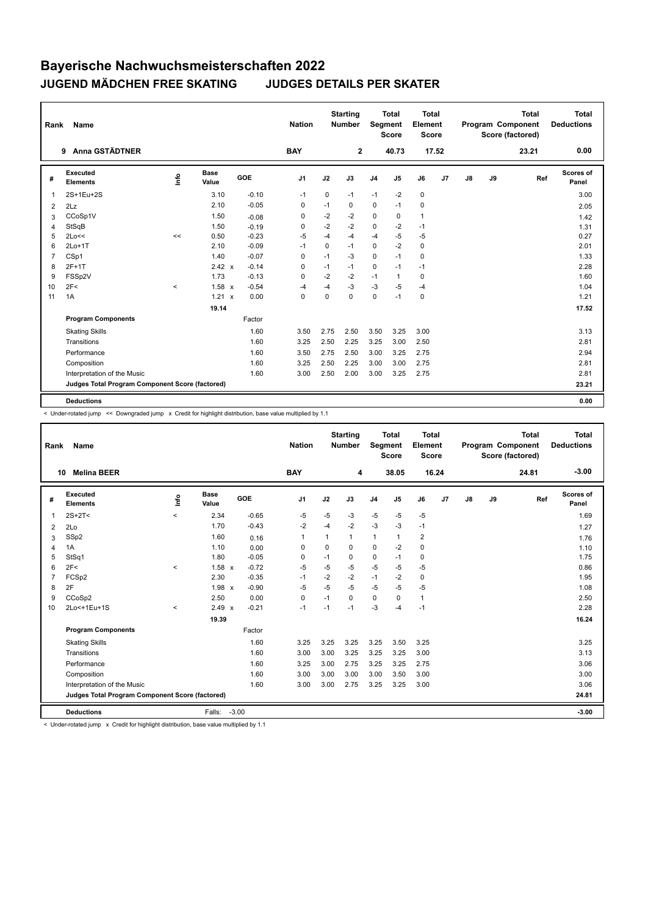# Bayerische Nachwuchsmeisterschaften 2022

## JUGEND MÄDCHEN FREE SKATING JUDGES DETAILS PER SKATER

| Rank | Name | Nation | Starting Number | Total Segment Score | Total Element Score | Total Program Component Score (factored) | Total Deductions |
|---|---|---|---|---|---|---|---|
| 9 | Anna GSTÄDTNER | BAY | 2 | 40.73 | 17.52 | 23.21 | 0.00 |

| # | Executed Elements | Info | Base Value | | GOE | J1 | J2 | J3 | J4 | J5 | J6 | J7 | J8 | J9 | Ref | Scores of Panel |
|---|---|---|---|---|---|---|---|---|---|---|---|---|---|---|---|---|
| 1 | 2S+1Eu+2S | | 3.10 | | -0.10 | -1 | 0 | -1 | -1 | -2 | 0 | | | | | 3.00 |
| 2 | 2Lz | | 2.10 | | -0.05 | 0 | -1 | 0 | 0 | -1 | 0 | | | | | 2.05 |
| 3 | CCoSp1V | | 1.50 | | -0.08 | 0 | -2 | -2 | 0 | 0 | 1 | | | | | 1.42 |
| 4 | StSqB | | 1.50 | | -0.19 | 0 | -2 | -2 | 0 | -2 | -1 | | | | | 1.31 |
| 5 | 2Lo<< | << | 0.50 | | -0.23 | -5 | -4 | -4 | -4 | -5 | -5 | | | | | 0.27 |
| 6 | 2Lo+1T | | 2.10 | | -0.09 | -1 | 0 | -1 | 0 | -2 | 0 | | | | | 2.01 |
| 7 | CSp1 | | 1.40 | | -0.07 | 0 | -1 | -3 | 0 | -1 | 0 | | | | | 1.33 |
| 8 | 2F+1T | | 2.42 | x | -0.14 | 0 | -1 | -1 | 0 | -1 | -1 | | | | | 2.28 |
| 9 | FSSp2V | | 1.73 | | -0.13 | 0 | -2 | -2 | -1 | 1 | 0 | | | | | 1.60 |
| 10 | 2F< | < | 1.58 | x | -0.54 | -4 | -4 | -3 | -3 | -5 | -4 | | | | | 1.04 |
| 11 | 1A | | 1.21 | x | 0.00 | 0 | 0 | 0 | 0 | -1 | 0 | | | | | 1.21 |
| | | | 19.14 | | | | | | | | | | | | | 17.52 |
| | **Program Components** | | | | Factor | | | | | | | | | | | |
| | Skating Skills | | | | 1.60 | 3.50 | 2.75 | 2.50 | 3.50 | 3.25 | 3.00 | | | | | 3.13 |
| | Transitions | | | | 1.60 | 3.25 | 2.50 | 2.25 | 3.25 | 3.00 | 2.50 | | | | | 2.81 |
| | Performance | | | | 1.60 | 3.50 | 2.75 | 2.50 | 3.00 | 3.25 | 2.75 | | | | | 2.94 |
| | Composition | | | | 1.60 | 3.25 | 2.50 | 2.25 | 3.00 | 3.00 | 2.75 | | | | | 2.81 |
| | Interpretation of the Music | | | | 1.60 | 3.00 | 2.50 | 2.00 | 3.00 | 3.25 | 2.75 | | | | | 2.81 |
| | **Judges Total Program Component Score (factored)** | | | | | | | | | | | | | | | 23.21 |
| | **Deductions** | | | | | | | | | | | | | | | 0.00 |

< Under-rotated jump << Downgraded jump x Credit for highlight distribution, base value multiplied by 1.1

| Rank | Name | Nation | Starting Number | Total Segment Score | Total Element Score | Total Program Component Score (factored) | Total Deductions |
|---|---|---|---|---|---|---|---|
| 10 | Melina BEER | BAY | 4 | 38.05 | 16.24 | 24.81 | -3.00 |

| # | Executed Elements | Info | Base Value | | GOE | J1 | J2 | J3 | J4 | J5 | J6 | J7 | J8 | J9 | Ref | Scores of Panel |
|---|---|---|---|---|---|---|---|---|---|---|---|---|---|---|---|---|
| 1 | 2S+2T< | < | 2.34 | | -0.65 | -5 | -5 | -3 | -5 | -5 | -5 | | | | | 1.69 |
| 2 | 2Lo | | 1.70 | | -0.43 | -2 | -4 | -2 | -3 | -3 | -1 | | | | | 1.27 |
| 3 | SSp2 | | 1.60 | | 0.16 | 1 | 1 | 1 | 1 | 1 | 2 | | | | | 1.76 |
| 4 | 1A | | 1.10 | | 0.00 | 0 | 0 | 0 | 0 | -2 | 0 | | | | | 1.10 |
| 5 | StSq1 | | 1.80 | | -0.05 | 0 | -1 | 0 | 0 | -1 | 0 | | | | | 1.75 |
| 6 | 2F< | < | 1.58 | x | -0.72 | -5 | -5 | -5 | -5 | -5 | -5 | | | | | 0.86 |
| 7 | FCSp2 | | 2.30 | | -0.35 | -1 | -2 | -2 | -1 | -2 | 0 | | | | | 1.95 |
| 8 | 2F | | 1.98 | x | -0.90 | -5 | -5 | -5 | -5 | -5 | -5 | | | | | 1.08 |
| 9 | CCoSp2 | | 2.50 | | 0.00 | 0 | -1 | 0 | 0 | 0 | 1 | | | | | 2.50 |
| 10 | 2Lo<+1Eu+1S | < | 2.49 | x | -0.21 | -1 | -1 | -1 | -3 | -4 | -1 | | | | | 2.28 |
| | | | 19.39 | | | | | | | | | | | | | 16.24 |
| | **Program Components** | | | | Factor | | | | | | | | | | | |
| | Skating Skills | | | | 1.60 | 3.25 | 3.25 | 3.25 | 3.25 | 3.50 | 3.25 | | | | | 3.25 |
| | Transitions | | | | 1.60 | 3.00 | 3.00 | 3.25 | 3.25 | 3.25 | 3.00 | | | | | 3.13 |
| | Performance | | | | 1.60 | 3.25 | 3.00 | 2.75 | 3.25 | 3.25 | 2.75 | | | | | 3.06 |
| | Composition | | | | 1.60 | 3.00 | 3.00 | 3.00 | 3.00 | 3.50 | 3.00 | | | | | 3.00 |
| | Interpretation of the Music | | | | 1.60 | 3.00 | 3.00 | 2.75 | 3.25 | 3.25 | 3.00 | | | | | 3.06 |
| | **Judges Total Program Component Score (factored)** | | | | | | | | | | | | | | | 24.81 |
| | **Deductions** | | Falls: | | -3.00 | | | | | | | | | | | -3.00 |

< Under-rotated jump x Credit for highlight distribution, base value multiplied by 1.1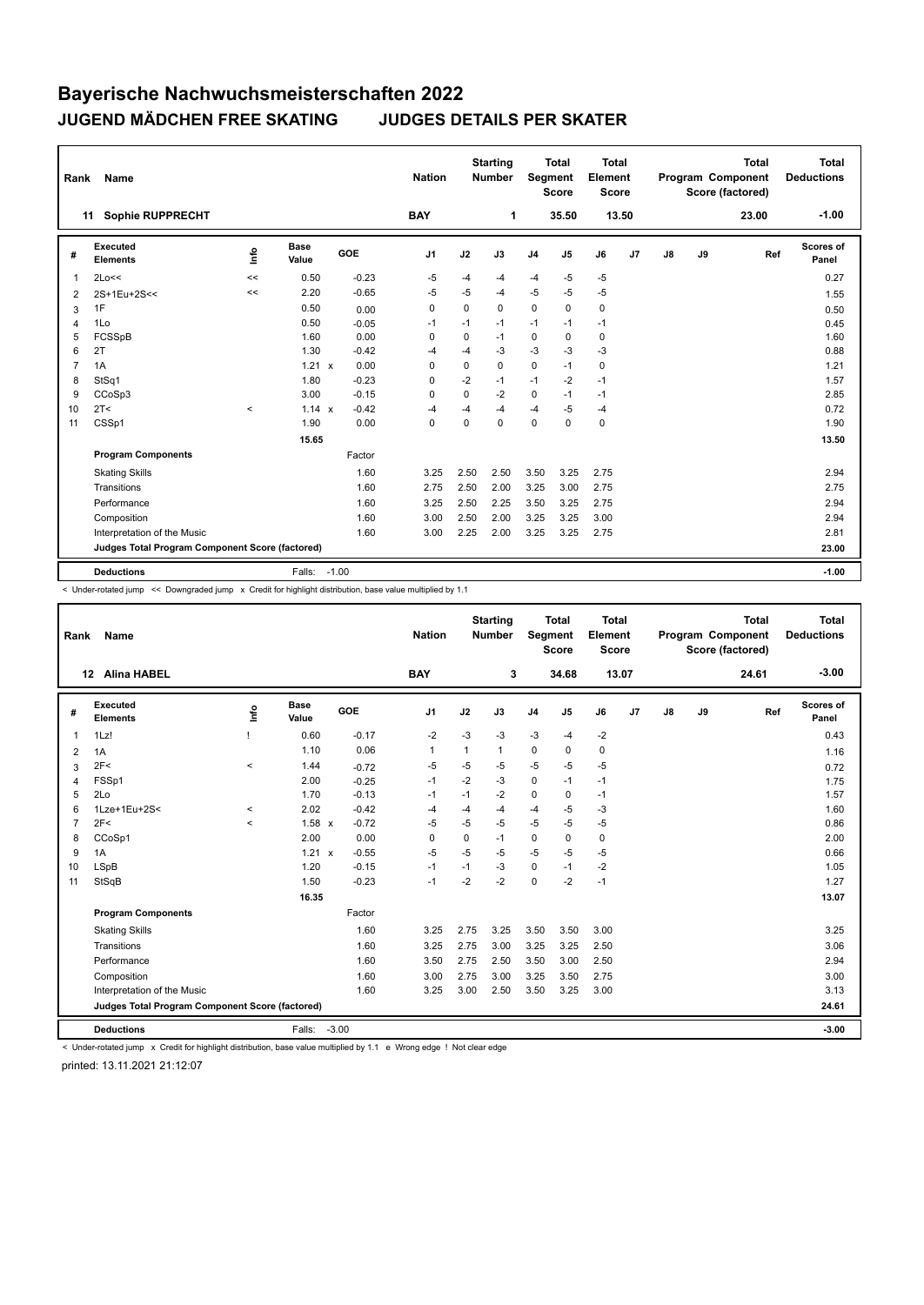# Bayerische Nachwuchsmeisterschaften 2022

## JUGEND MÄDCHEN FREE SKATING JUDGES DETAILS PER SKATER

| Rank | Name | Nation | Starting Number | Total Segment Score | Total Element Score | Total Program Component Score (factored) | Total Deductions |
|---|---|---|---|---|---|---|---|
| 11 | Sophie RUPPRECHT | BAY | 1 | 35.50 | 13.50 | 23.00 | -1.00 |

| # | Executed Elements | Info | Base Value | | GOE | J1 | J2 | J3 | J4 | J5 | J6 | J7 | J8 | J9 | Ref | Scores of Panel |
|---|---|---|---|---|---|---|---|---|---|---|---|---|---|---|---|---|
| 1 | 2Lo<< | << | 0.50 | | -0.23 | -5 | -4 | -4 | -4 | -5 | -5 | | | | | 0.27 |
| 2 | 2S+1Eu+2S<< | << | 2.20 | | -0.65 | -5 | -5 | -4 | -5 | -5 | -5 | | | | | 1.55 |
| 3 | 1F | | 0.50 | | 0.00 | 0 | 0 | 0 | 0 | 0 | 0 | | | | | 0.50 |
| 4 | 1Lo | | 0.50 | | -0.05 | -1 | -1 | -1 | -1 | -1 | -1 | | | | | 0.45 |
| 5 | FCSSpB | | 1.60 | | 0.00 | 0 | 0 | -1 | 0 | 0 | 0 | | | | | 1.60 |
| 6 | 2T | | 1.30 | | -0.42 | -4 | -4 | -3 | -3 | -3 | -3 | | | | | 0.88 |
| 7 | 1A | | 1.21 | x | 0.00 | 0 | 0 | 0 | 0 | -1 | 0 | | | | | 1.21 |
| 8 | StSq1 | | 1.80 | | -0.23 | 0 | -2 | -1 | -1 | -2 | -1 | | | | | 1.57 |
| 9 | CCoSp3 | | 3.00 | | -0.15 | 0 | 0 | -2 | 0 | -1 | -1 | | | | | 2.85 |
| 10 | 2T< | < | 1.14 | x | -0.42 | -4 | -4 | -4 | -4 | -5 | -4 | | | | | 0.72 |
| 11 | CSSp1 | | 1.90 | | 0.00 | 0 | 0 | 0 | 0 | 0 | 0 | | | | | 1.90 |
| | | | 15.65 | | | | | | | | | | | | | 13.50 |
| | **Program Components** | | | | Factor | | | | | | | | | | | |
| | Skating Skills | | | | 1.60 | 3.25 | 2.50 | 2.50 | 3.50 | 3.25 | 2.75 | | | | | 2.94 |
| | Transitions | | | | 1.60 | 2.75 | 2.50 | 2.00 | 3.25 | 3.00 | 2.75 | | | | | 2.75 |
| | Performance | | | | 1.60 | 3.25 | 2.50 | 2.25 | 3.50 | 3.25 | 2.75 | | | | | 2.94 |
| | Composition | | | | 1.60 | 3.00 | 2.50 | 2.00 | 3.25 | 3.25 | 3.00 | | | | | 2.94 |
| | Interpretation of the Music | | | | 1.60 | 3.00 | 2.25 | 2.00 | 3.25 | 3.25 | 2.75 | | | | | 2.81 |
| | **Judges Total Program Component Score (factored)** | | | | | | | | | | | | | | | 23.00 |
| | **Deductions** | | Falls: | | -1.00 | | | | | | | | | | | -1.00 |

< Under-rotated jump << Downgraded jump x Credit for highlight distribution, base value multiplied by 1.1

| Rank | Name | Nation | Starting Number | Total Segment Score | Total Element Score | Total Program Component Score (factored) | Total Deductions |
|---|---|---|---|---|---|---|---|
| 12 | Alina HABEL | BAY | 3 | 34.68 | 13.07 | 24.61 | -3.00 |

| # | Executed Elements | Info | Base Value | | GOE | J1 | J2 | J3 | J4 | J5 | J6 | J7 | J8 | J9 | Ref | Scores of Panel |
|---|---|---|---|---|---|---|---|---|---|---|---|---|---|---|---|---|
| 1 | 1Lz! | ! | 0.60 | | -0.17 | -2 | -3 | -3 | -3 | -4 | -2 | | | | | 0.43 |
| 2 | 1A | | 1.10 | | 0.06 | 1 | 1 | 1 | 0 | 0 | 0 | | | | | 1.16 |
| 3 | 2F< | < | 1.44 | | -0.72 | -5 | -5 | -5 | -5 | -5 | -5 | | | | | 0.72 |
| 4 | FSSp1 | | 2.00 | | -0.25 | -1 | -2 | -3 | 0 | -1 | -1 | | | | | 1.75 |
| 5 | 2Lo | | 1.70 | | -0.13 | -1 | -1 | -2 | 0 | 0 | -1 | | | | | 1.57 |
| 6 | 1Lze+1Eu+2S< | < | 2.02 | | -0.42 | -4 | -4 | -4 | -4 | -5 | -3 | | | | | 1.60 |
| 7 | 2F< | < | 1.58 | x | -0.72 | -5 | -5 | -5 | -5 | -5 | -5 | | | | | 0.86 |
| 8 | CCoSp1 | | 2.00 | | 0.00 | 0 | 0 | -1 | 0 | 0 | 0 | | | | | 2.00 |
| 9 | 1A | | 1.21 | x | -0.55 | -5 | -5 | -5 | -5 | -5 | -5 | | | | | 0.66 |
| 10 | LSpB | | 1.20 | | -0.15 | -1 | -1 | -3 | 0 | -1 | -2 | | | | | 1.05 |
| 11 | StSqB | | 1.50 | | -0.23 | -1 | -2 | -2 | 0 | -2 | -1 | | | | | 1.27 |
| | | | 16.35 | | | | | | | | | | | | | 13.07 |
| | **Program Components** | | | | Factor | | | | | | | | | | | |
| | Skating Skills | | | | 1.60 | 3.25 | 2.75 | 3.25 | 3.50 | 3.50 | 3.00 | | | | | 3.25 |
| | Transitions | | | | 1.60 | 3.25 | 2.75 | 3.00 | 3.25 | 3.25 | 2.50 | | | | | 3.06 |
| | Performance | | | | 1.60 | 3.50 | 2.75 | 2.50 | 3.50 | 3.00 | 2.50 | | | | | 2.94 |
| | Composition | | | | 1.60 | 3.00 | 2.75 | 3.00 | 3.25 | 3.50 | 2.75 | | | | | 3.00 |
| | Interpretation of the Music | | | | 1.60 | 3.25 | 3.00 | 2.50 | 3.50 | 3.25 | 3.00 | | | | | 3.13 |
| | **Judges Total Program Component Score (factored)** | | | | | | | | | | | | | | | 24.61 |
| | **Deductions** | | Falls: | | -3.00 | | | | | | | | | | | -3.00 |

< Under-rotated jump x Credit for highlight distribution, base value multiplied by 1.1 e Wrong edge ! Not clear edge

printed: 13.11.2021 21:12:07